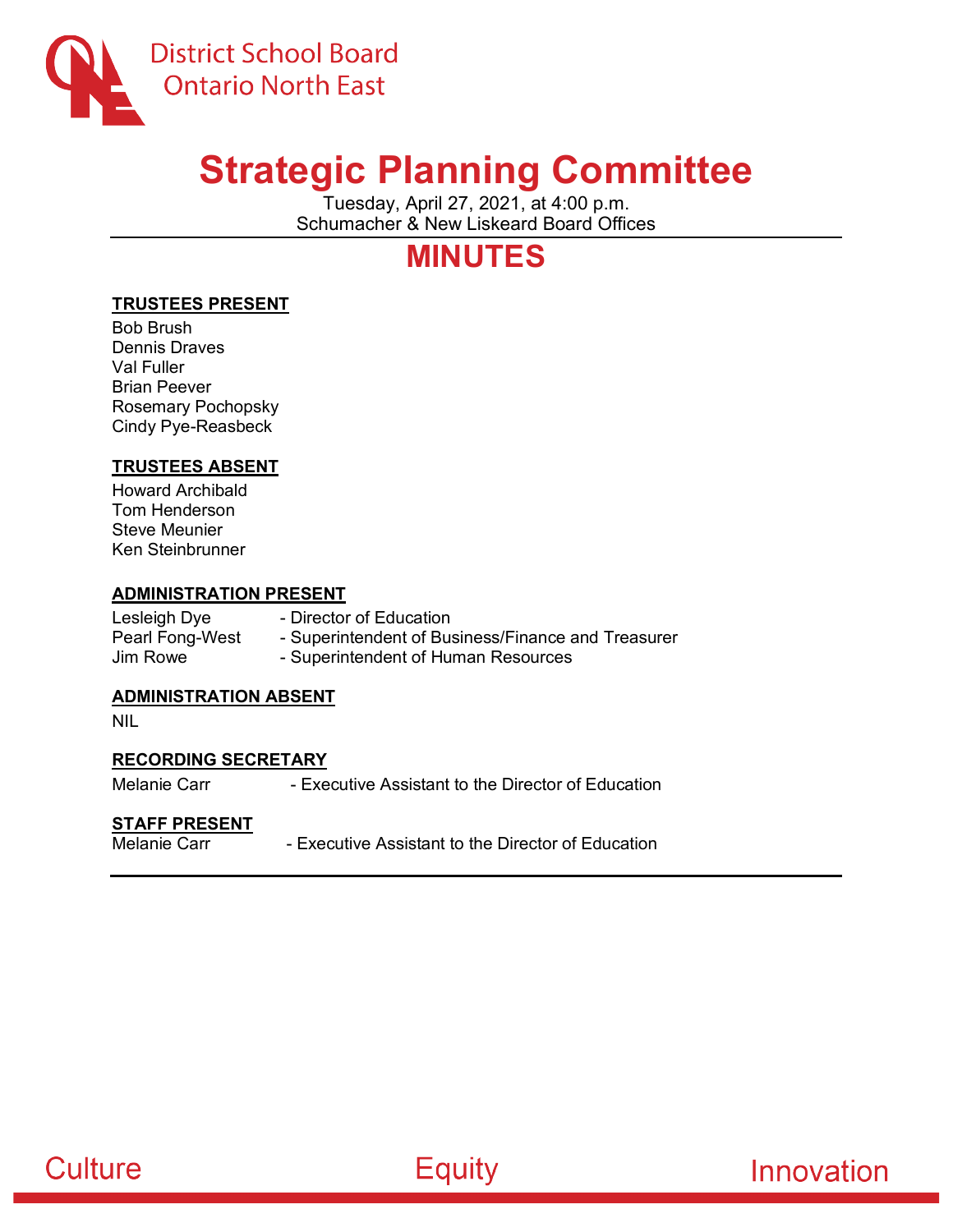District School Board
Ontario North East

# Strategic Planning Committee

Tuesday, April 27, 2021, at 4:00 p.m.
Schumacher & New Liskeard Board Offices

# MINUTES

**TRUSTEES PRESENT**

Bob Brush
Dennis Draves
Val Fuller
Brian Peever
Rosemary Pochopsky
Cindy Pye-Reasbeck

**TRUSTEES ABSENT**

Howard Archibald
Tom Henderson
Steve Meunier
Ken Steinbrunner

**ADMINISTRATION PRESENT**

Lesleigh Dye - Director of Education
Pearl Fong-West - Superintendent of Business/Finance and Treasurer
Jim Rowe - Superintendent of Human Resources

**ADMINISTRATION ABSENT**

NIL

**RECORDING SECRETARY**

Melanie Carr - Executive Assistant to the Director of Education

**STAFF PRESENT**

Melanie Carr - Executive Assistant to the Director of Education

Culture Equity Innovation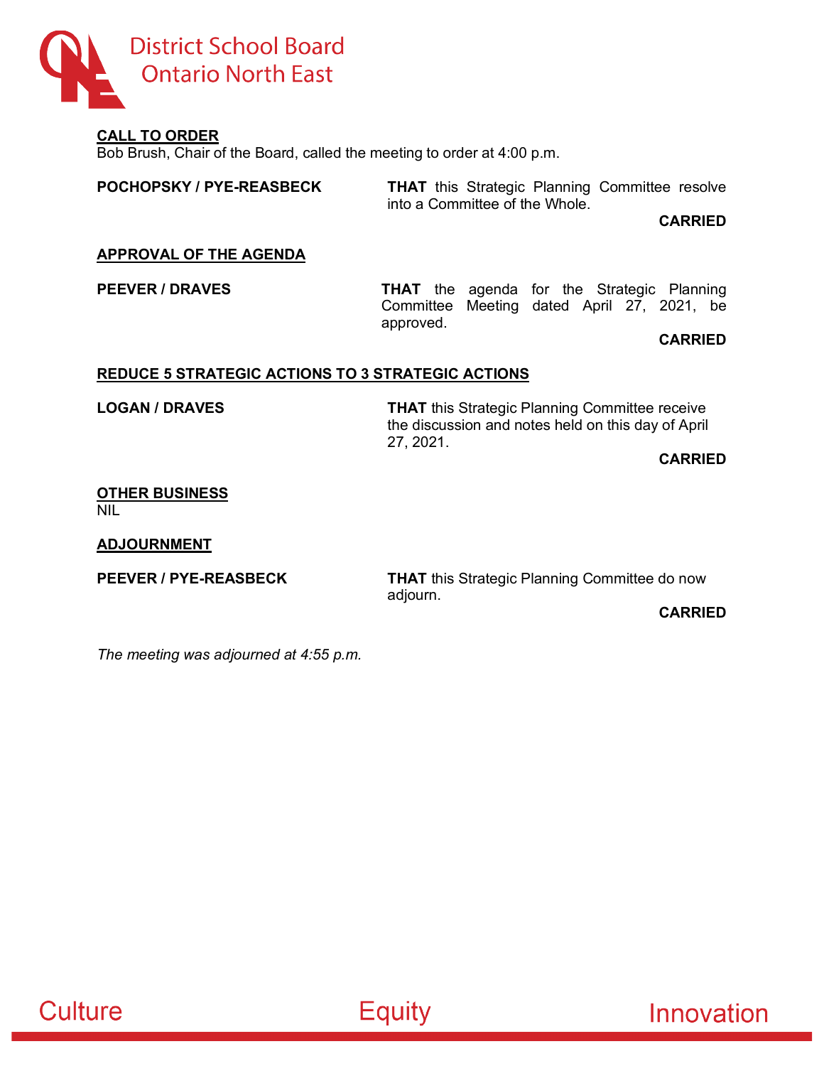District School Board
Ontario North East

**CALL TO ORDER**
Bob Brush, Chair of the Board, called the meeting to order at 4:00 p.m.

**POCHOPSKY / PYE-REASBECK**

**THAT** this Strategic Planning Committee resolve into a Committee of the Whole.

**CARRIED**

**APPROVAL OF THE AGENDA**

**PEEVER / DRAVES**

**THAT** the agenda for the Strategic Planning Committee Meeting dated April 27, 2021, be approved.

**CARRIED**

**REDUCE 5 STRATEGIC ACTIONS TO 3 STRATEGIC ACTIONS**

**LOGAN / DRAVES**

**THAT** this Strategic Planning Committee receive the discussion and notes held on this day of April 27, 2021.

**CARRIED**

**OTHER BUSINESS**
NIL

**ADJOURNMENT**

**PEEVER / PYE-REASBECK**

**THAT** this Strategic Planning Committee do now adjourn.

**CARRIED**

*The meeting was adjourned at 4:55 p.m.*

Culture Equity Innovation